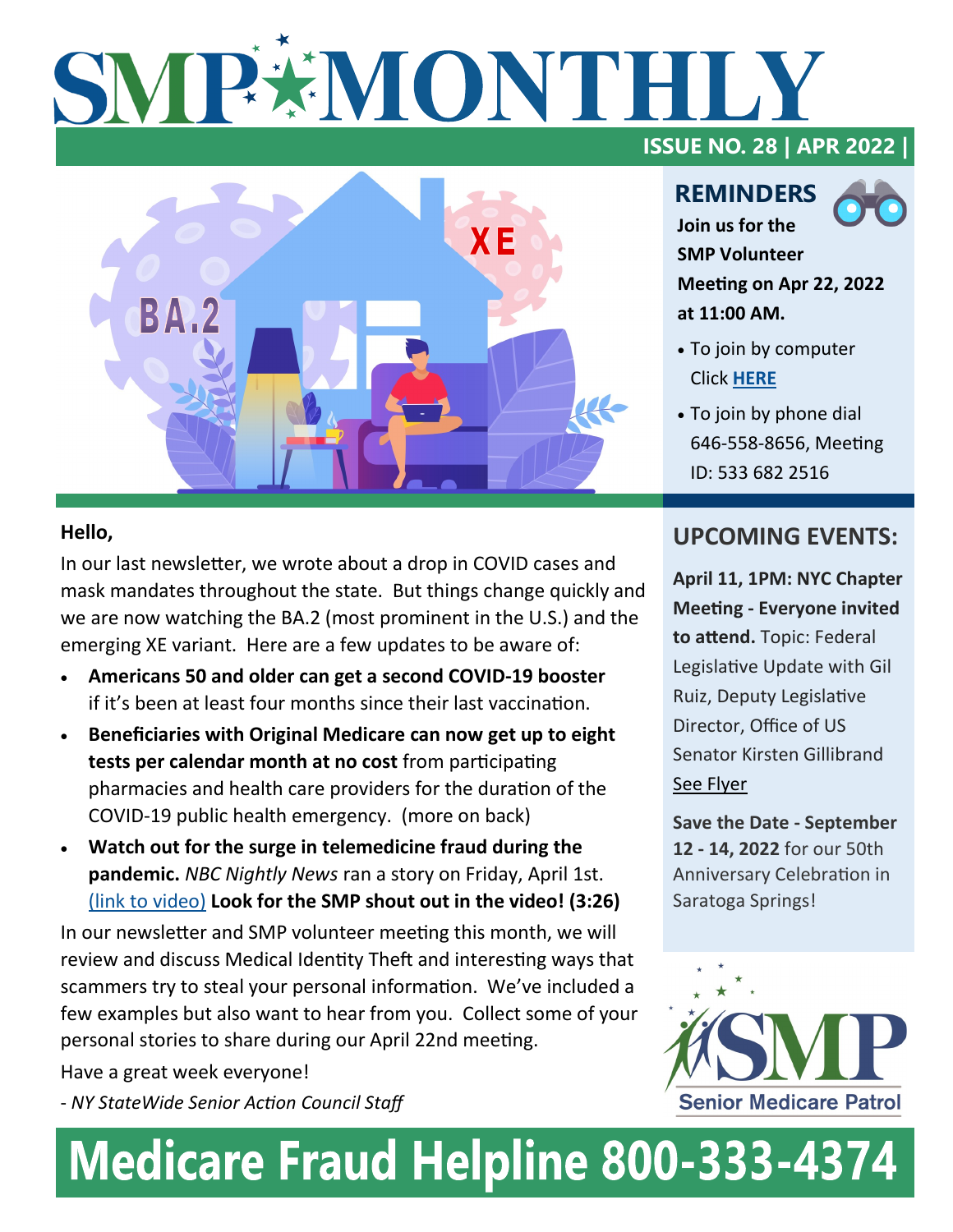# SMP MONTHLY

**ISSUE NO. 28 | APR 2022 |**

## REMINDERS

**Join us for the SMP Volunteer Meeting on Apr 22, 2022 at 11:00 AM.**

- To join by computer Click **HERE**
- To join by phone dial 646-558-8656, Meeting ID: 533 682 2516

**Hello,**

In our last newsletter, we wrote about a drop in COVID cases and mask mandates throughout the state. But things change quickly and we are now watching the BA.2 (most prominent in the U.S.) and the emerging XE variant. Here are a few updates to be aware of:

- **Americans 50 and older can get a second COVID-19 booster** if it's been at least four months since their last vaccination.
- **Beneficiaries with Original Medicare can now get up to eight tests per calendar month at no cost** from participating pharmacies and health care providers for the duration of the COVID-19 public health emergency. (more on back)
- **Watch out for the surge in telemedicine fraud during the pandemic.** *NBC Nightly News* ran a story on Friday, April 1st. (link to video) **Look for the SMP shout out in the video! (3:26)**

In our newsletter and SMP volunteer meeting this month, we will review and discuss Medical Identity Theft and interesting ways that scammers try to steal your personal information. We've included a few examples but also want to hear from you. Collect some of your personal stories to share during our April 22nd meeting.

Have a great week everyone!

*- NY StateWide Senior Action Council Staff*

## UPCOMING EVENTS:

**April 11, 1PM: NYC Chapter Meeting - Everyone invited to attend.** Topic: Federal Legislative Update with Gil Ruiz, Deputy Legislative Director, Office of US Senator Kirsten Gillibrand

See Flyer

**Save the Date - September 12 - 14, 2022** for our 50th Anniversary Celebration in Saratoga Springs!

SMP Senior Medicare Patrol

# Medicare Fraud Helpline 800-333-4374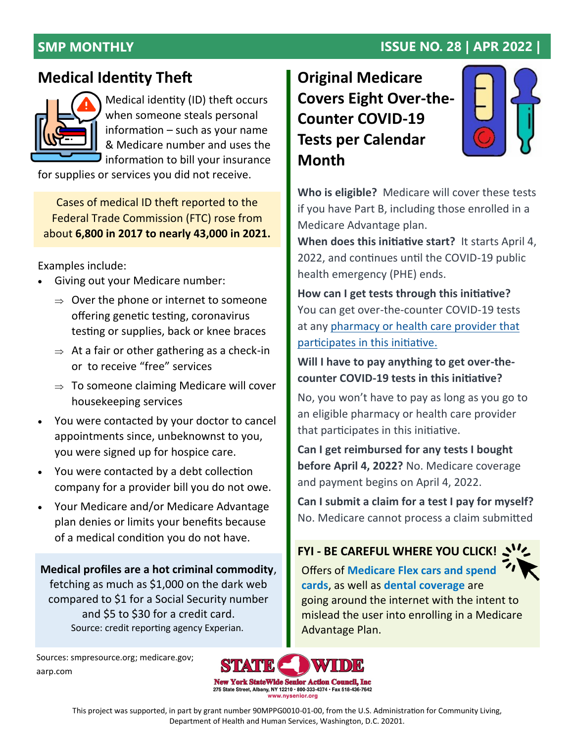SMP MONTHLY

ISSUE NO. 28 | APR 2022 |

## Medical Identity Theft

Medical identity (ID) theft occurs when someone steals personal information – such as your name & Medicare number and uses the information to bill your insurance for supplies or services you did not receive.

Cases of medical ID theft reported to the Federal Trade Commission (FTC) rose from about **6,800 in 2017 to nearly 43,000 in 2021.**

Examples include:

- Giving out your Medicare number:
  - ⇒ Over the phone or internet to someone offering genetic testing, coronavirus testing or supplies, back or knee braces
  - ⇒ At a fair or other gathering as a check-in or to receive "free" services
  - ⇒ To someone claiming Medicare will cover housekeeping services
- You were contacted by your doctor to cancel appointments since, unbeknownst to you, you were signed up for hospice care.
- You were contacted by a debt collection company for a provider bill you do not owe.
- Your Medicare and/or Medicare Advantage plan denies or limits your benefits because of a medical condition you do not have.

**Medical profiles are a hot criminal commodity**, fetching as much as $1,000 on the dark web compared to $1 for a Social Security number and $5 to $30 for a credit card.
Source: credit reporting agency Experian.

Sources: smpresource.org; medicare.gov; aarp.com

## Original Medicare Covers Eight Over-the-Counter COVID-19 Tests per Calendar Month

**Who is eligible?** Medicare will cover these tests if you have Part B, including those enrolled in a Medicare Advantage plan.

**When does this initiative start?** It starts April 4, 2022, and continues until the COVID-19 public health emergency (PHE) ends.

**How can I get tests through this initiative?** You can get over-the-counter COVID-19 tests at any pharmacy or health care provider that participates in this initiative.

**Will I have to pay anything to get over-the-counter COVID-19 tests in this initiative?**

No, you won't have to pay as long as you go to an eligible pharmacy or health care provider that participates in this initiative.

**Can I get reimbursed for any tests I bought before April 4, 2022?** No. Medicare coverage and payment begins on April 4, 2022.

**Can I submit a claim for a test I pay for myself?** No. Medicare cannot process a claim submitted

**FYI - BE CAREFUL WHERE YOU CLICK!**

Offers of **Medicare Flex cars and spend cards**, as well as **dental coverage** are going around the internet with the intent to mislead the user into enrolling in a Medicare Advantage Plan.

STATEWIDE
New York StateWide Senior Action Council, Inc
275 State Street, Albany, NY 12210 • 800-333-4374 • Fax 518-436-7642
www.nysenior.org

This project was supported, in part by grant number 90MPPG0010-01-00, from the U.S. Administration for Community Living, Department of Health and Human Services, Washington, D.C. 20201.